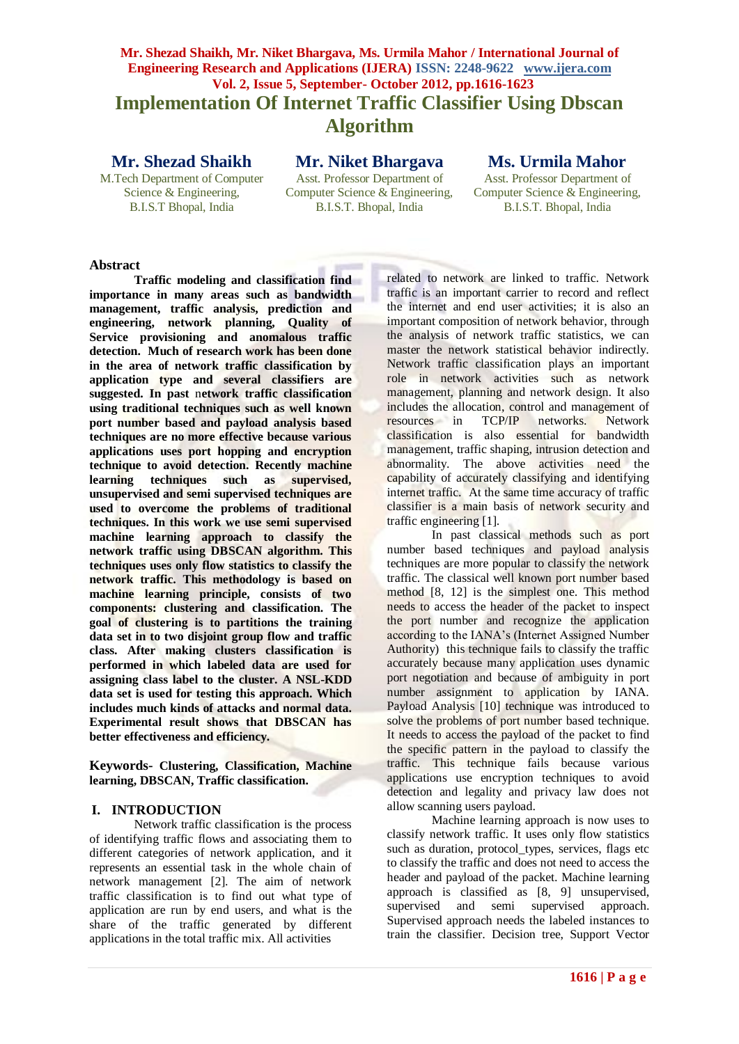# Implementation Of Internet Traffic Classifier Using Dbscan Algorithm

**Mr. Shezad Shaikh**
M.Tech Department of Computer Science & Engineering, B.I.S.T Bhopal, India

**Mr. Niket Bhargava**
Asst. Professor Department of Computer Science & Engineering, B.I.S.T. Bhopal, India

**Ms. Urmila Mahor**
Asst. Professor Department of Computer Science & Engineering, B.I.S.T. Bhopal, India

## Abstract

**Traffic modeling and classification find importance in many areas such as bandwidth management, traffic analysis, prediction and engineering, network planning, Quality of Service provisioning and anomalous traffic detection. Much of research work has been done in the area of network traffic classification by application type and several classifiers are suggested. In past network traffic classification using traditional techniques such as well known port number based and payload analysis based techniques are no more effective because various applications uses port hopping and encryption technique to avoid detection. Recently machine learning techniques such as supervised, unsupervised and semi supervised techniques are used to overcome the problems of traditional techniques. In this work we use semi supervised machine learning approach to classify the network traffic using DBSCAN algorithm. This techniques uses only flow statistics to classify the network traffic. This methodology is based on machine learning principle, consists of two components: clustering and classification. The goal of clustering is to partitions the training data set in to two disjoint group flow and traffic class. After making clusters classification is performed in which labeled data are used for assigning class label to the cluster. A NSL-KDD data set is used for testing this approach. Which includes much kinds of attacks and normal data. Experimental result shows that DBSCAN has better effectiveness and efficiency.**

**Keywords- Clustering, Classification, Machine learning, DBSCAN, Traffic classification.**

## I. INTRODUCTION

Network traffic classification is the process of identifying traffic flows and associating them to different categories of network application, and it represents an essential task in the whole chain of network management [2]. The aim of network traffic classification is to find out what type of application are run by end users, and what is the share of the traffic generated by different applications in the total traffic mix. All activities related to network are linked to traffic. Network traffic is an important carrier to record and reflect the internet and end user activities; it is also an important composition of network behavior, through the analysis of network traffic statistics, we can master the network statistical behavior indirectly. Network traffic classification plays an important role in network activities such as network management, planning and network design. It also includes the allocation, control and management of resources in TCP/IP networks. Network classification is also essential for bandwidth management, traffic shaping, intrusion detection and abnormality. The above activities need the capability of accurately classifying and identifying internet traffic. At the same time accuracy of traffic classifier is a main basis of network security and traffic engineering [1].

In past classical methods such as port number based techniques and payload analysis techniques are more popular to classify the network traffic. The classical well known port number based method [8, 12] is the simplest one. This method needs to access the header of the packet to inspect the port number and recognize the application according to the IANA's (Internet Assigned Number Authority) this technique fails to classify the traffic accurately because many application uses dynamic port negotiation and because of ambiguity in port number assignment to application by IANA. Payload Analysis [10] technique was introduced to solve the problems of port number based technique. It needs to access the payload of the packet to find the specific pattern in the payload to classify the traffic. This technique fails because various applications use encryption techniques to avoid detection and legality and privacy law does not allow scanning users payload.

Machine learning approach is now uses to classify network traffic. It uses only flow statistics such as duration, protocol_types, services, flags etc to classify the traffic and does not need to access the header and payload of the packet. Machine learning approach is classified as [8, 9] unsupervised, supervised and semi supervised approach. Supervised approach needs the labeled instances to train the classifier. Decision tree, Support Vector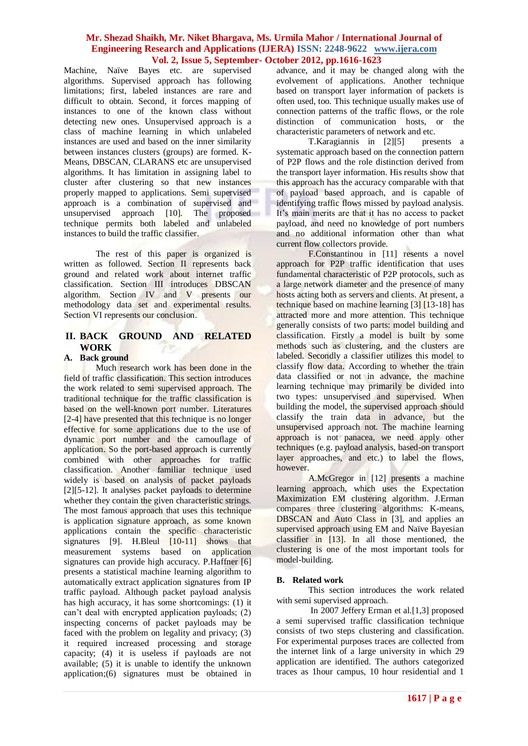Machine, Naïve Bayes etc. are supervised algorithms. Supervised approach has following limitations; first, labeled instances are rare and difficult to obtain. Second, it forces mapping of instances to one of the known class without detecting new ones. Unsupervised approach is a class of machine learning in which unlabeled instances are used and based on the inner similarity between instances clusters (groups) are formed. K-Means, DBSCAN, CLARANS etc are unsupervised algorithms. It has limitation in assigning label to cluster after clustering so that new instances properly mapped to applications. Semi supervised approach is a combination of supervised and unsupervised approach [10]. The proposed technique permits both labeled and unlabeled instances to build the traffic classifier.

The rest of this paper is organized is written as followed. Section II represents back ground and related work about internet traffic classification. Section III introduces DBSCAN algorithm. Section IV and V presents our methodology data set and experimental results. Section VI represents our conclusion.

## II. BACK GROUND AND RELATED WORK

### A. Back ground

Much research work has been done in the field of traffic classification. This section introduces the work related to semi supervised approach. The traditional technique for the traffic classification is based on the well-known port number. Literatures [2-4] have presented that this technique is no longer effective for some applications due to the use of dynamic port number and the camouflage of application. So the port-based approach is currently combined with other approaches for traffic classification. Another familiar technique used widely is based on analysis of packet payloads [2][5-12]. It analyses packet payloads to determine whether they contain the given characteristic strings. The most famous approach that uses this technique is application signature approach, as some known applications contain the specific characteristic signatures [9]. H.Bleul [10-11] shows that measurement systems based on application signatures can provide high accuracy. P.Haffner [6] presents a statistical machine learning algorithm to automatically extract application signatures from IP traffic payload. Although packet payload analysis has high accuracy, it has some shortcomings: (1) it can't deal with encrypted application payloads; (2) inspecting concerns of packet payloads may be faced with the problem on legality and privacy; (3) it required increased processing and storage capacity; (4) it is useless if payloads are not available; (5) it is unable to identify the unknown application;(6) signatures must be obtained in advance, and it may be changed along with the evolvement of applications. Another technique based on transport layer information of packets is often used, too. This technique usually makes use of connection patterns of the traffic flows, or the role distinction of communication hosts, or the characteristic parameters of network and etc.

T.Karagiannis in [2][5] presents a systematic approach based on the connection pattern of P2P flows and the role distinction derived from the transport layer information. His results show that this approach has the accuracy comparable with that of payload based approach, and is capable of identifying traffic flows missed by payload analysis. It's main merits are that it has no access to packet payload, and need no knowledge of port numbers and no additional information other than what current flow collectors provide.

F.Constantinou in [11] resents a novel approach for P2P traffic identification that uses fundamental characteristic of P2P protocols, such as a large network diameter and the presence of many hosts acting both as servers and clients. At present, a technique based on machine learning [3] [13-18] has attracted more and more attention. This technique generally consists of two parts: model building and classification. Firstly a model is built by some methods such as clustering, and the clusters are labeled. Secondly a classifier utilizes this model to classify flow data. According to whether the train data classified or not in advance, the machine learning technique may primarily be divided into two types: unsupervised and supervised. When building the model, the supervised approach should classify the train data in advance, but the unsupervised approach not. The machine learning approach is not panacea, we need apply other techniques (e.g. payload analysis, based-on transport layer approaches, and etc.) to label the flows, however.

A.McGregor in [12] presents a machine learning approach, which uses the Expectation Maximization EM clustering algorithm. J.Erman compares three clustering algorithms: K-means, DBSCAN and Auto Class in [3], and applies an supervised approach using EM and Naïve Bayesian classifier in [13]. In all those mentioned, the clustering is one of the most important tools for model-building.

### B. Related work

This section introduces the work related with semi supervised approach.

In 2007 Jeffery Erman et al.[1,3] proposed a semi supervised traffic classification technique consists of two steps clustering and classification. For experimental purposes traces are collected from the internet link of a large university in which 29 application are identified. The authors categorized traces as 1hour campus, 10 hour residential and 1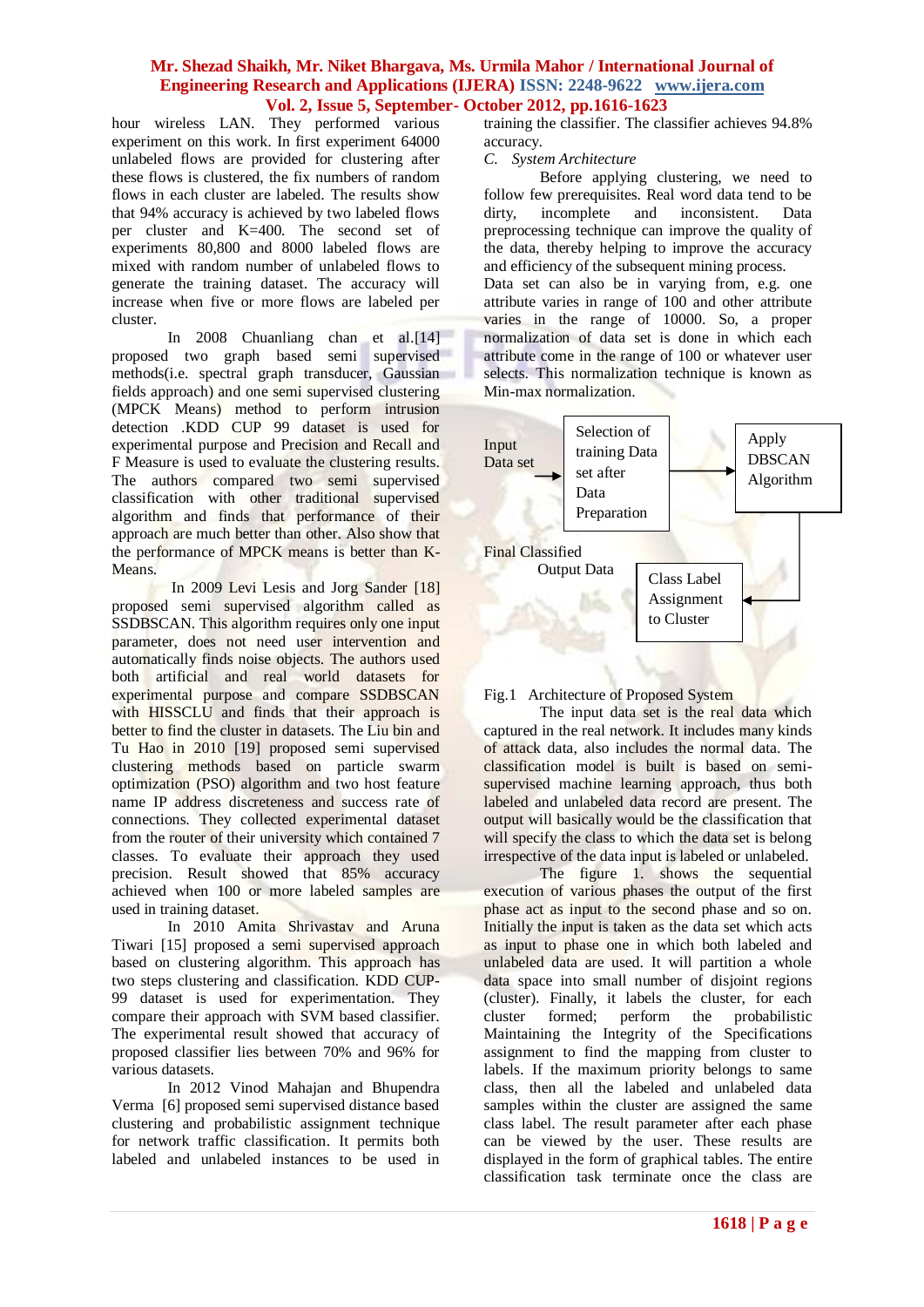hour wireless LAN. They performed various experiment on this work. In first experiment 64000 unlabeled flows are provided for clustering after these flows is clustered, the fix numbers of random flows in each cluster are labeled. The results show that 94% accuracy is achieved by two labeled flows per cluster and K=400. The second set of experiments 80,800 and 8000 labeled flows are mixed with random number of unlabeled flows to generate the training dataset. The accuracy will increase when five or more flows are labeled per cluster.

In 2008 Chuanliang chan et al.[14] proposed two graph based semi supervised methods(i.e. spectral graph transducer, Gaussian fields approach) and one semi supervised clustering (MPCK Means) method to perform intrusion detection .KDD CUP 99 dataset is used for experimental purpose and Precision and Recall and F Measure is used to evaluate the clustering results. The authors compared two semi supervised classification with other traditional supervised algorithm and finds that performance of their approach are much better than other. Also show that the performance of MPCK means is better than K-Means.

In 2009 Levi Lesis and Jorg Sander [18] proposed semi supervised algorithm called as SSDBSCAN. This algorithm requires only one input parameter, does not need user intervention and automatically finds noise objects. The authors used both artificial and real world datasets for experimental purpose and compare SSDBSCAN with HISSCLU and finds that their approach is better to find the cluster in datasets. The Liu bin and Tu Hao in 2010 [19] proposed semi supervised clustering methods based on particle swarm optimization (PSO) algorithm and two host feature name IP address discreteness and success rate of connections. They collected experimental dataset from the router of their university which contained 7 classes. To evaluate their approach they used precision. Result showed that 85% accuracy achieved when 100 or more labeled samples are used in training dataset.

In 2010 Amita Shrivastav and Aruna Tiwari [15] proposed a semi supervised approach based on clustering algorithm. This approach has two steps clustering and classification. KDD CUP-99 dataset is used for experimentation. They compare their approach with SVM based classifier. The experimental result showed that accuracy of proposed classifier lies between 70% and 96% for various datasets.

In 2012 Vinod Mahajan and Bhupendra Verma [6] proposed semi supervised distance based clustering and probabilistic assignment technique for network traffic classification. It permits both labeled and unlabeled instances to be used in training the classifier. The classifier achieves 94.8% accuracy.

*C. System Architecture*

Before applying clustering, we need to follow few prerequisites. Real word data tend to be dirty, incomplete and inconsistent. Data preprocessing technique can improve the quality of the data, thereby helping to improve the accuracy and efficiency of the subsequent mining process.

Data set can also be in varying from, e.g. one attribute varies in range of 100 and other attribute varies in the range of 10000. So, a proper normalization of data set is done in which each attribute come in the range of 100 or whatever user selects. This normalization technique is known as Min-max normalization.

Input Data set → Selection of training Data set after Data Preparation → Apply DBSCAN Algorithm → Class Label Assignment to Cluster → Final Classified Output Data

Fig.1 Architecture of Proposed System

The input data set is the real data which captured in the real network. It includes many kinds of attack data, also includes the normal data. The classification model is built is based on semi-supervised machine learning approach, thus both labeled and unlabeled data record are present. The output will basically would be the classification that will specify the class to which the data set is belong irrespective of the data input is labeled or unlabeled.

The figure 1. shows the sequential execution of various phases the output of the first phase act as input to the second phase and so on. Initially the input is taken as the data set which acts as input to phase one in which both labeled and unlabeled data are used. It will partition a whole data space into small number of disjoint regions (cluster). Finally, it labels the cluster, for each cluster formed; perform the probabilistic Maintaining the Integrity of the Specifications assignment to find the mapping from cluster to labels. If the maximum priority belongs to same class, then all the labeled and unlabeled data samples within the cluster are assigned the same class label. The result parameter after each phase can be viewed by the user. These results are displayed in the form of graphical tables. The entire classification task terminate once the class are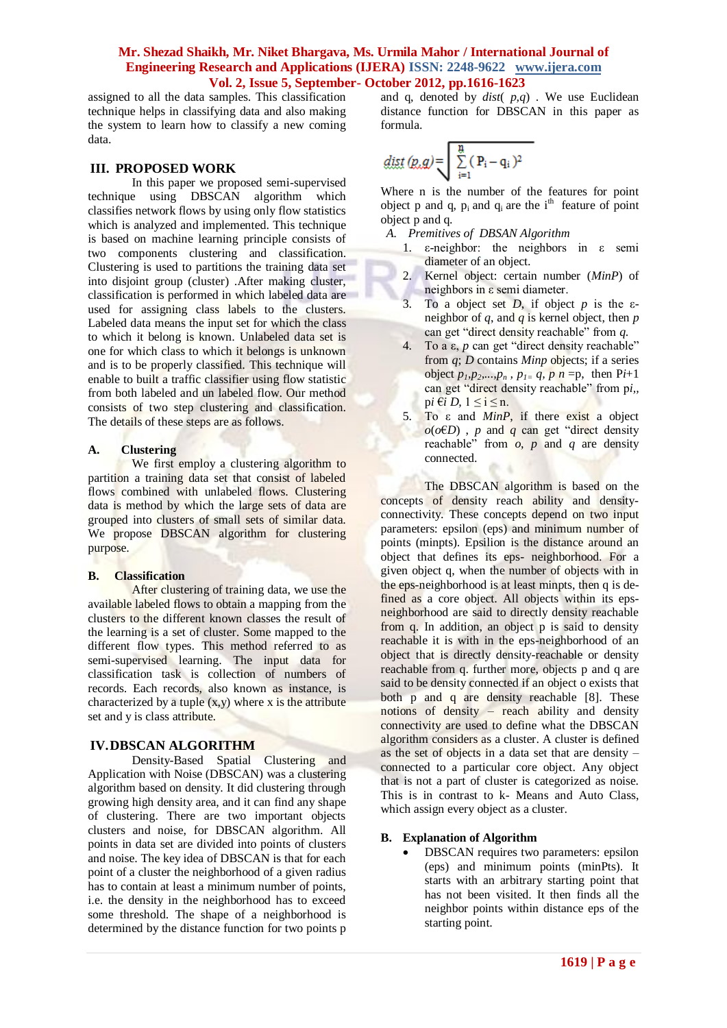assigned to all the data samples. This classification technique helps in classifying data and also making the system to learn how to classify a new coming data.

## III. PROPOSED WORK

In this paper we proposed semi-supervised technique using DBSCAN algorithm which classifies network flows by using only flow statistics which is analyzed and implemented. This technique is based on machine learning principle consists of two components clustering and classification. Clustering is used to partitions the training data set into disjoint group (cluster) .After making cluster, classification is performed in which labeled data are used for assigning class labels to the clusters. Labeled data means the input set for which the class to which it belong is known. Unlabeled data set is one for which class to which it belongs is unknown and is to be properly classified. This technique will enable to built a traffic classifier using flow statistic from both labeled and un labeled flow. Our method consists of two step clustering and classification. The details of these steps are as follows.

### A. Clustering

We first employ a clustering algorithm to partition a training data set that consist of labeled flows combined with unlabeled flows. Clustering data is method by which the large sets of data are grouped into clusters of small sets of similar data. We propose DBSCAN algorithm for clustering purpose.

### B. Classification

After clustering of training data, we use the available labeled flows to obtain a mapping from the clusters to the different known classes the result of the learning is a set of cluster. Some mapped to the different flow types. This method referred to as semi-supervised learning. The input data for classification task is collection of numbers of records. Each records, also known as instance, is characterized by a tuple (x,y) where x is the attribute set and y is class attribute.

## IV. DBSCAN ALGORITHM

Density-Based Spatial Clustering and Application with Noise (DBSCAN) was a clustering algorithm based on density. It did clustering through growing high density area, and it can find any shape of clustering. There are two important objects clusters and noise, for DBSCAN algorithm. All points in data set are divided into points of clusters and noise. The key idea of DBSCAN is that for each point of a cluster the neighborhood of a given radius has to contain at least a minimum number of points, i.e. the density in the neighborhood has to exceed some threshold. The shape of a neighborhood is determined by the distance function for two points p and q, denoted by *dist*( *p,q*) . We use Euclidean distance function for DBSCAN in this paper as formula.

$$dist\,(p,q) = \sqrt{\sum_{i=1}^{n} (P_i - q_i)^2}$$

Where n is the number of the features for point object p and q, $p_i$ and $q_i$ are the $i^{th}$ feature of point object p and q.

### A. *Premitives of DBSAN Algorithm*

1. ε-neighbor: the neighbors in ε semi diameter of an object.
2. Kernel object: certain number (*MinP*) of neighbors in ε semi diameter.
3. To a object set *D*, if object *p* is the ε-neighbor of *q*, and *q* is kernel object, then *p* can get "direct density reachable" from *q.*
4. To a ε, *p* can get "direct density reachable" from *q*; *D* contains *Minp* objects; if a series object $p_1, p_2, \ldots, p_n$ , $p_1 = q$, $p_n = p$, then $P_{i+1}$ can get "direct density reachable" from $p_i$, $p_i \in D$, $1 \le i \le n$.
5. To ε and *MinP*, if there exist a object $o (o \in D)$ , *p* and *q* can get "direct density reachable" from *o*, *p* and *q* are density connected.

The DBSCAN algorithm is based on the concepts of density reach ability and density-connectivity. These concepts depend on two input parameters: epsilon (eps) and minimum number of points (minpts). Epsilion is the distance around an object that defines its eps- neighborhood. For a given object q, when the number of objects with in the eps-neighborhood is at least minpts, then q is de-fined as a core object. All objects within its eps-neighborhood are said to directly density reachable from q. In addition, an object p is said to density reachable if it is with in the eps-neighborhood of an object that is directly density-reachable or density reachable from q. further more, objects p and q are said to be density connected if an object o exists that both p and q are density reachable [8]. These notions of density – reach ability and density connectivity are used to define what the DBSCAN algorithm considers as a cluster. A cluster is defined as the set of objects in a data set that are density – connected to a particular core object. Any object that is not a part of cluster is categorized as noise. This is in contrast to k- Means and Auto Class, which assign every object as a cluster.

### B. Explanation of Algorithm

- DBSCAN requires two parameters: epsilon (eps) and minimum points (minPts). It starts with an arbitrary starting point that has not been visited. It then finds all the neighbor points within distance eps of the starting point.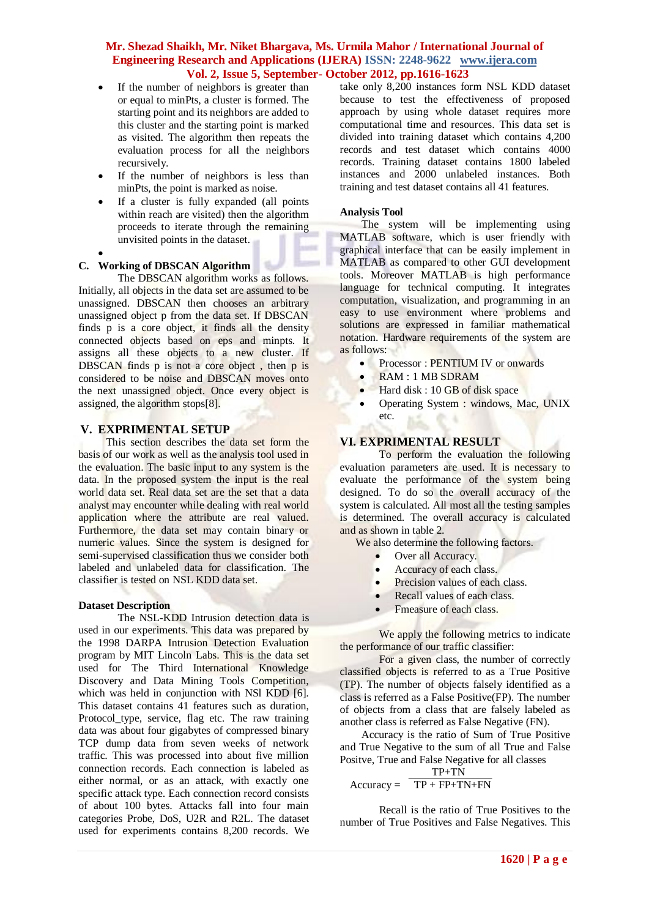- If the number of neighbors is greater than or equal to minPts, a cluster is formed. The starting point and its neighbors are added to this cluster and the starting point is marked as visited. The algorithm then repeats the evaluation process for all the neighbors recursively.
- If the number of neighbors is less than minPts, the point is marked as noise.
- If a cluster is fully expanded (all points within reach are visited) then the algorithm proceeds to iterate through the remaining unvisited points in the dataset.
- 

### C. Working of DBSCAN Algorithm

The DBSCAN algorithm works as follows. Initially, all objects in the data set are assumed to be unassigned. DBSCAN then chooses an arbitrary unassigned object p from the data set. If DBSCAN finds p is a core object, it finds all the density connected objects based on eps and minpts. It assigns all these objects to a new cluster. If DBSCAN finds p is not a core object , then p is considered to be noise and DBSCAN moves onto the next unassigned object. Once every object is assigned, the algorithm stops[8].

## V. EXPRIMENTAL SETUP

This section describes the data set form the basis of our work as well as the analysis tool used in the evaluation. The basic input to any system is the data. In the proposed system the input is the real world data set. Real data set are the set that a data analyst may encounter while dealing with real world application where the attribute are real valued. Furthermore, the data set may contain binary or numeric values. Since the system is designed for semi-supervised classification thus we consider both labeled and unlabeled data for classification. The classifier is tested on NSL KDD data set.

**Dataset Description**

The NSL-KDD Intrusion detection data is used in our experiments. This data was prepared by the 1998 DARPA Intrusion Detection Evaluation program by MIT Lincoln Labs. This is the data set used for The Third International Knowledge Discovery and Data Mining Tools Competition, which was held in conjunction with NSl KDD [6]. This dataset contains 41 features such as duration, Protocol_type, service, flag etc. The raw training data was about four gigabytes of compressed binary TCP dump data from seven weeks of network traffic. This was processed into about five million connection records. Each connection is labeled as either normal, or as an attack, with exactly one specific attack type. Each connection record consists of about 100 bytes. Attacks fall into four main categories Probe, DoS, U2R and R2L. The dataset used for experiments contains 8,200 records. We take only 8,200 instances form NSL KDD dataset because to test the effectiveness of proposed approach by using whole dataset requires more computational time and resources. This data set is divided into training dataset which contains 4,200 records and test dataset which contains 4000 records. Training dataset contains 1800 labeled instances and 2000 unlabeled instances. Both training and test dataset contains all 41 features.

**Analysis Tool**

The system will be implementing using MATLAB software, which is user friendly with graphical interface that can be easily implement in MATLAB as compared to other GUI development tools. Moreover MATLAB is high performance language for technical computing. It integrates computation, visualization, and programming in an easy to use environment where problems and solutions are expressed in familiar mathematical notation. Hardware requirements of the system are as follows:

- Processor : PENTIUM IV or onwards
- RAM : 1 MB SDRAM
- Hard disk : 10 GB of disk space
- Operating System : windows, Mac, UNIX etc.

## VI. EXPRIMENTAL RESULT

To perform the evaluation the following evaluation parameters are used. It is necessary to evaluate the performance of the system being designed. To do so the overall accuracy of the system is calculated. All most all the testing samples is determined. The overall accuracy is calculated and as shown in table 2.

We also determine the following factors.

- Over all Accuracy.
- Accuracy of each class.
- Precision values of each class.
- Recall values of each class.
- Fmeasure of each class.

We apply the following metrics to indicate the performance of our traffic classifier:

For a given class, the number of correctly classified objects is referred to as a True Positive (TP). The number of objects falsely identified as a class is referred as a False Positive(FP). The number of objects from a class that are falsely labeled as another class is referred as False Negative (FN).

Accuracy is the ratio of Sum of True Positive and True Negative to the sum of all True and False Positve, True and False Negative for all classes

$$\text{Accuracy} = \frac{TP+TN}{TP + FP+TN+FN}$$

Recall is the ratio of True Positives to the number of True Positives and False Negatives. This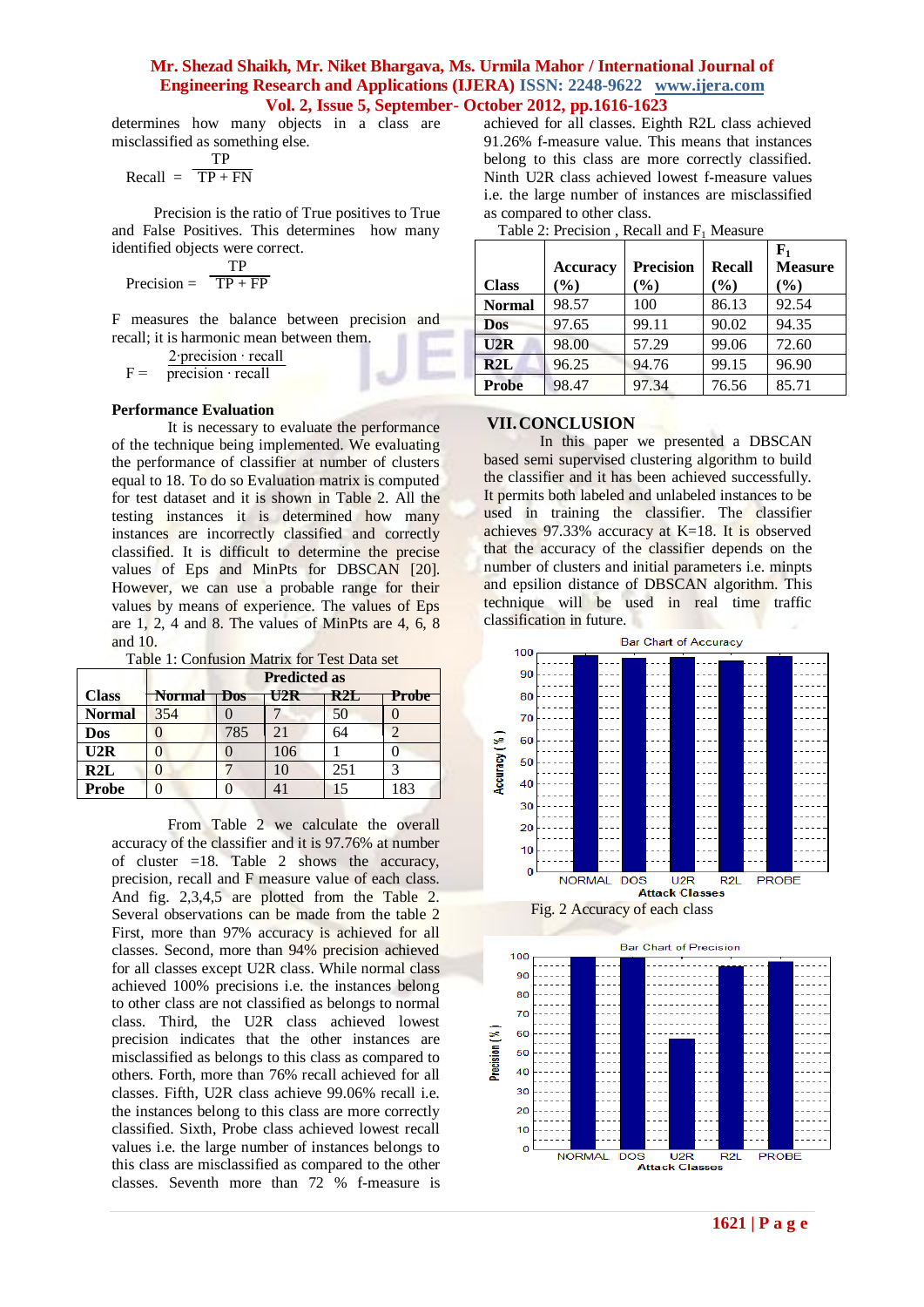determines how many objects in a class are misclassified as something else.

$$\text{Recall} = \frac{TP}{TP + FN}$$

Precision is the ratio of True positives to True and False Positives. This determines how many identified objects were correct.

$$\text{Precision} = \frac{TP}{TP + FP}$$

F measures the balance between precision and recall; it is harmonic mean between them.

$$F = \frac{2 \cdot \text{precision} \cdot \text{recall}}{\text{precision} \cdot \text{recall}}$$

**Performance Evaluation**

It is necessary to evaluate the performance of the technique being implemented. We evaluating the performance of classifier at number of clusters equal to 18. To do so Evaluation matrix is computed for test dataset and it is shown in Table 2. All the testing instances it is determined how many instances are incorrectly classified and correctly classified. It is difficult to determine the precise values of Eps and MinPts for DBSCAN [20]. However, we can use a probable range for their values by means of experience. The values of Eps are 1, 2, 4 and 8. The values of MinPts are 4, 6, 8 and 10.

Table 1: Confusion Matrix for Test Data set

| Class | Predicted as | | | | |
|---|---|---|---|---|---|
| | Normal | Dos | U2R | R2L | Probe |
| **Normal** | 354 | 0 | 7 | 50 | 0 |
| **Dos** | 0 | 785 | 21 | 64 | 2 |
| **U2R** | 0 | 0 | 106 | 1 | 0 |
| **R2L** | 0 | 7 | 10 | 251 | 3 |
| **Probe** | 0 | 0 | 41 | 15 | 183 |

From Table 2 we calculate the overall accuracy of the classifier and it is 97.76% at number of cluster =18. Table 2 shows the accuracy, precision, recall and F measure value of each class. And fig. 2,3,4,5 are plotted from the Table 2. Several observations can be made from the table 2 First, more than 97% accuracy is achieved for all classes. Second, more than 94% precision achieved for all classes except U2R class. While normal class achieved 100% precisions i.e. the instances belong to other class are not classified as belongs to normal class. Third, the U2R class achieved lowest precision indicates that the other instances are misclassified as belongs to this class as compared to others. Forth, more than 76% recall achieved for all classes. Fifth, U2R class achieve 99.06% recall i.e. the instances belong to this class are more correctly classified. Sixth, Probe class achieved lowest recall values i.e. the large number of instances belongs to this class are misclassified as compared to the other classes. Seventh more than 72 % f-measure is achieved for all classes. Eighth R2L class achieved 91.26% f-measure value. This means that instances belong to this class are more correctly classified. Ninth U2R class achieved lowest f-measure values i.e. the large number of instances are misclassified as compared to other class.

Table 2: Precision , Recall and $F_1$ Measure

| Class | Accuracy (%) | Precision (%) | Recall (%) | $F_1$ Measure (%) |
|---|---|---|---|---|
| **Normal** | 98.57 | 100 | 86.13 | 92.54 |
| **Dos** | 97.65 | 99.11 | 90.02 | 94.35 |
| **U2R** | 98.00 | 57.29 | 99.06 | 72.60 |
| **R2L** | 96.25 | 94.76 | 99.15 | 96.90 |
| **Probe** | 98.47 | 97.34 | 76.56 | 85.71 |

## VII. CONCLUSION

In this paper we presented a DBSCAN based semi supervised clustering algorithm to build the classifier and it has been achieved successfully. It permits both labeled and unlabeled instances to be used in training the classifier. The classifier achieves 97.33% accuracy at K=18. It is observed that the accuracy of the classifier depends on the number of clusters and initial parameters i.e. minpts and epsilion distance of DBSCAN algorithm. This technique will be used in real time traffic classification in future.

Fig. 2 Accuracy of each class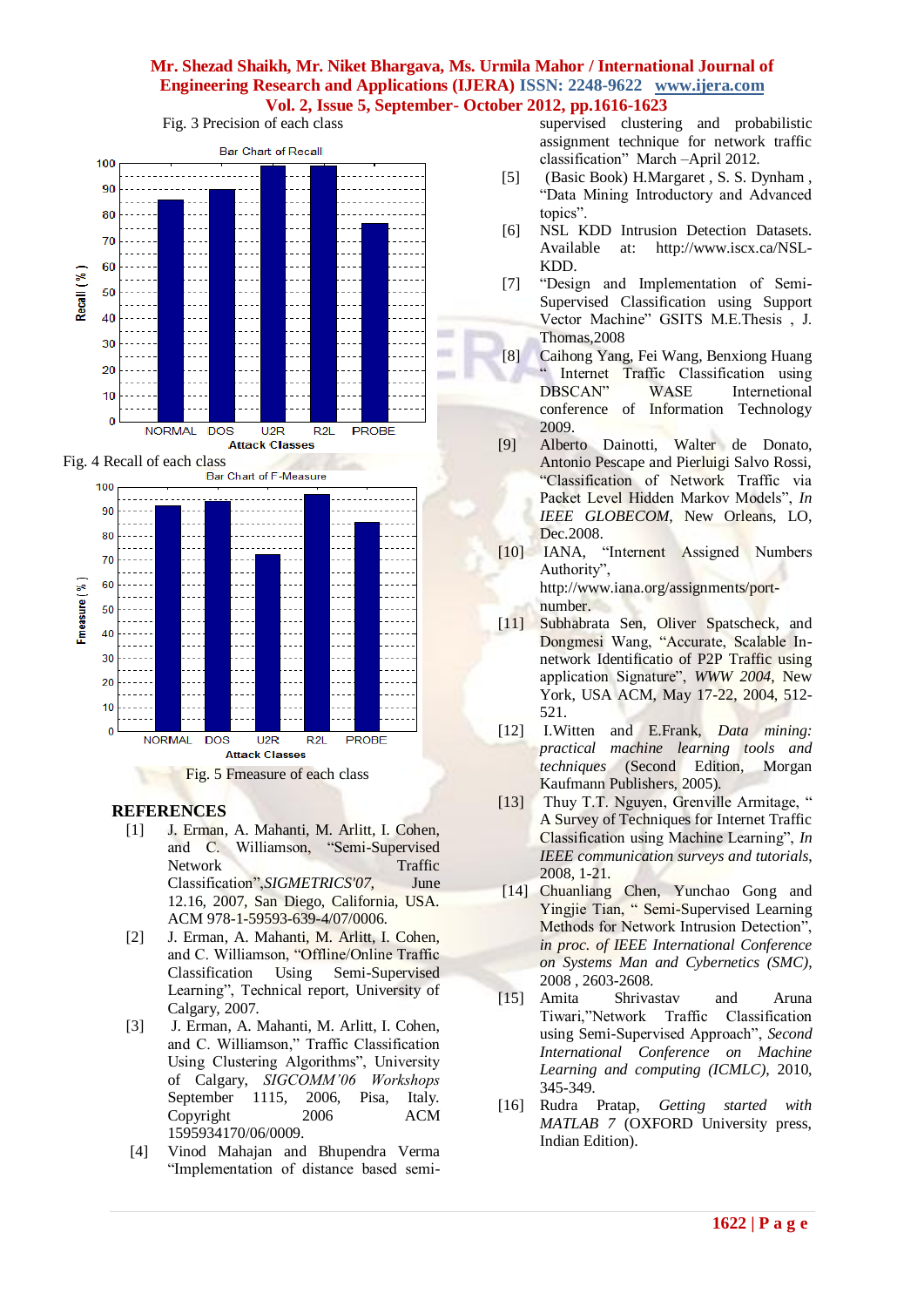Fig. 3 Precision of each class

Fig. 4 Recall of each class

Fig. 5 Fmeasure of each class

## REFERENCES

[1] J. Erman, A. Mahanti, M. Arlitt, I. Cohen, and C. Williamson, "Semi-Supervised Network Traffic Classification",*SIGMETRICS'07,* June 12.16, 2007, San Diego, California, USA. ACM 978-1-59593-639-4/07/0006.

[2] J. Erman, A. Mahanti, M. Arlitt, I. Cohen, and C. Williamson, "Offline/Online Traffic Classification Using Semi-Supervised Learning", Technical report, University of Calgary, 2007.

[3] J. Erman, A. Mahanti, M. Arlitt, I. Cohen, and C. Williamson," Traffic Classification Using Clustering Algorithms", University of Calgary, *SIGCOMM'06 Workshops* September 1115, 2006, Pisa, Italy. Copyright 2006 ACM 1595934170/06/0009.

[4] Vinod Mahajan and Bhupendra Verma "Implementation of distance based semi-supervised clustering and probabilistic assignment technique for network traffic classification" March –April 2012.

[5] (Basic Book) H.Margaret , S. S. Dynham , "Data Mining Introductory and Advanced topics".

[6] NSL KDD Intrusion Detection Datasets. Available at: http://www.iscx.ca/NSL-KDD.

[7] "Design and Implementation of Semi-Supervised Classification using Support Vector Machine" GSITS M.E.Thesis , J. Thomas,2008

[8] Caihong Yang, Fei Wang, Benxiong Huang " Internet Traffic Classification using DBSCAN" WASE International conference of Information Technology 2009.

[9] Alberto Dainotti, Walter de Donato, Antonio Pescape and Pierluigi Salvo Rossi, "Classification of Network Traffic via Packet Level Hidden Markov Models", *In IEEE GLOBECOM*, New Orleans, LO, Dec.2008.

[10] IANA, "Internet Assigned Numbers Authority", http://www.iana.org/assignments/port-number.

[11] Subhabrata Sen, Oliver Spatscheck, and Dongmesi Wang, "Accurate, Scalable In-network Identificatio of P2P Traffic using application Signature", *WWW 2004*, New York, USA ACM, May 17-22, 2004, 512-521.

[12] I.Witten and E.Frank, *Data mining: practical machine learning tools and techniques* (Second Edition, Morgan Kaufmann Publishers, 2005).

[13] Thuy T.T. Nguyen, Grenville Armitage, " A Survey of Techniques for Internet Traffic Classification using Machine Learning", *In IEEE communication surveys and tutorials*, 2008, 1-21.

[14] Chuanliang Chen, Yunchao Gong and Yingjie Tian, " Semi-Supervised Learning Methods for Network Intrusion Detection", *in proc. of IEEE International Conference on Systems Man and Cybernetics (SMC)*, 2008 , 2603-2608.

[15] Amita Shrivastav and Aruna Tiwari,"Network Traffic Classification using Semi-Supervised Approach", *Second International Conference on Machine Learning and computing (ICMLC)*, 2010, 345-349.

[16] Rudra Pratap, *Getting started with MATLAB 7* (OXFORD University press, Indian Edition).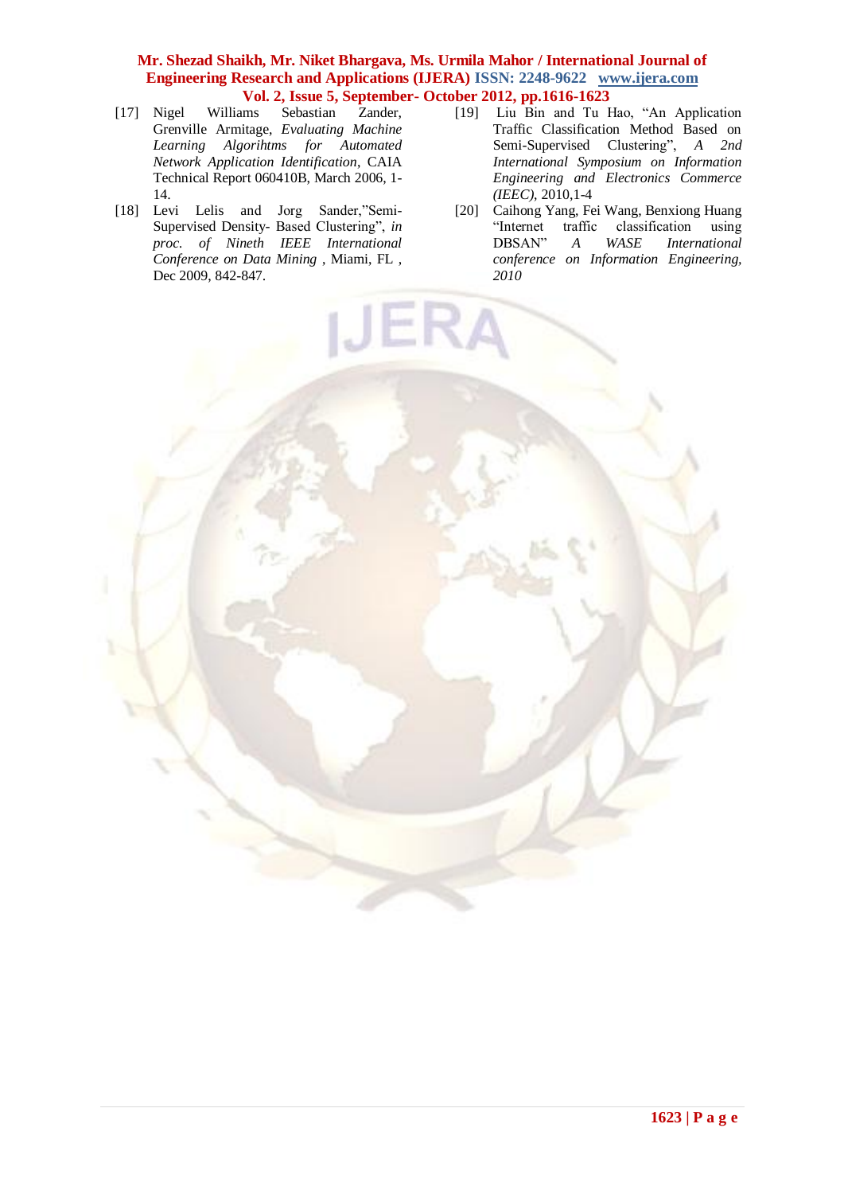[17] Nigel Williams Sebastian Zander, Grenville Armitage, *Evaluating Machine Learning Algorihtms for Automated Network Application Identification*, CAIA Technical Report 060410B, March 2006, 1-14.

[18] Levi Lelis and Jorg Sander,"Semi-Supervised Density- Based Clustering", *in proc. of Nineth IEEE International Conference on Data Mining* , Miami, FL , Dec 2009, 842-847.

[19] Liu Bin and Tu Hao, "An Application Traffic Classification Method Based on Semi-Supervised Clustering", *A 2nd International Symposium on Information Engineering and Electronics Commerce (IEEC)*, 2010,1-4

[20] Caihong Yang, Fei Wang, Benxiong Huang "Internet traffic classification using DBSAN" *A WASE International conference on Information Engineering, 2010*